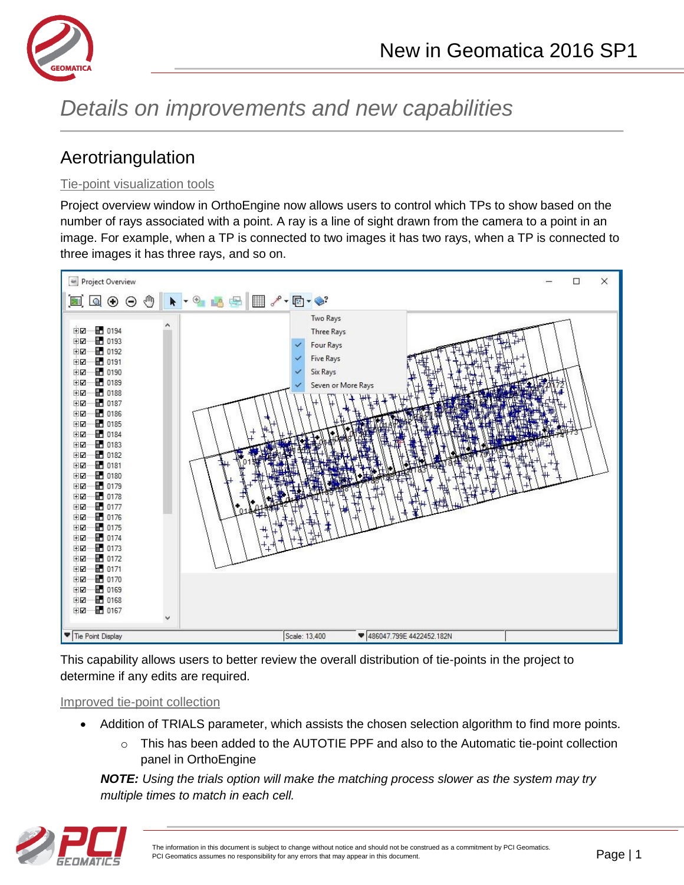# Details on improvements and new capabilities

## Aerotriangulation

### Tie-point visualization tools

Project overview window in OrthoEngine now allows users to control which TPs to show based on the number of rays associated with a point. A ray is a line of sight drawn from the camera to a point in an image. For example, when a TP is connected to two images it has two rays, when a TP is connected to three images it has three rays, and so on.

This capability allows users to better review the overall distribution of tie-points in the project to determine if any edits are required.

### Improved tie-point collection

- Addition of TRIALS parameter, which assists the chosen selection algorithm to find more points.
  - This has been added to the AUTOTIE PPF and also to the Automatic tie-point collection panel in OrthoEngine

  ***NOTE:*** *Using the trials option will make the matching process slower as the system may try multiple times to match in each cell.*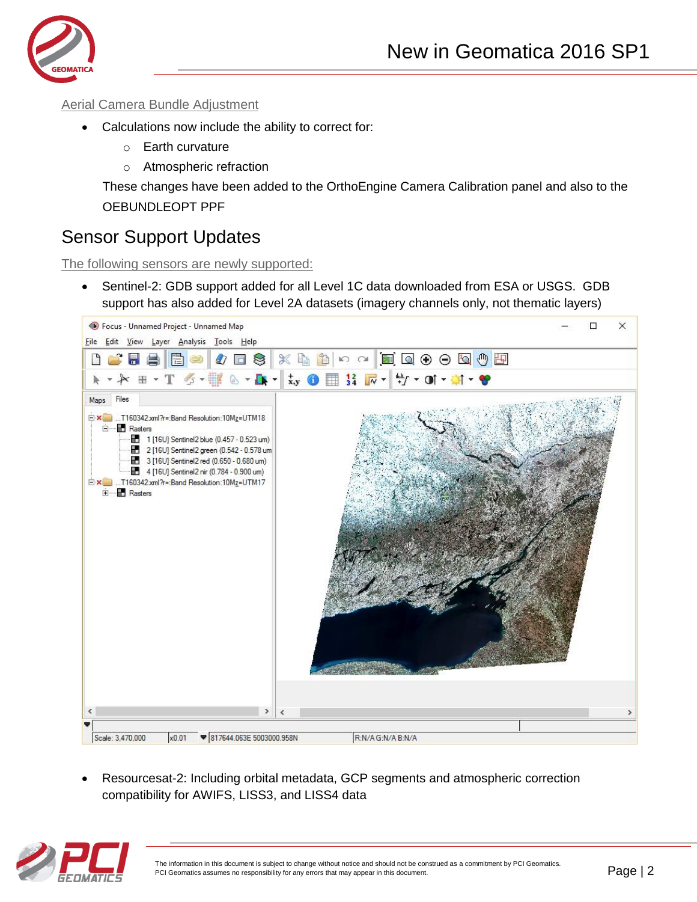Aerial Camera Bundle Adjustment

- Calculations now include the ability to correct for:
  - Earth curvature
  - Atmospheric refraction

  These changes have been added to the OrthoEngine Camera Calibration panel and also to the OEBUNDLEOPT PPF

## Sensor Support Updates

The following sensors are newly supported:

- Sentinel-2: GDB support added for all Level 1C data downloaded from ESA or USGS. GDB support has also added for Level 2A datasets (imagery channels only, not thematic layers)

- Resourcesat-2: Including orbital metadata, GCP segments and atmospheric correction compatibility for AWIFS, LISS3, and LISS4 data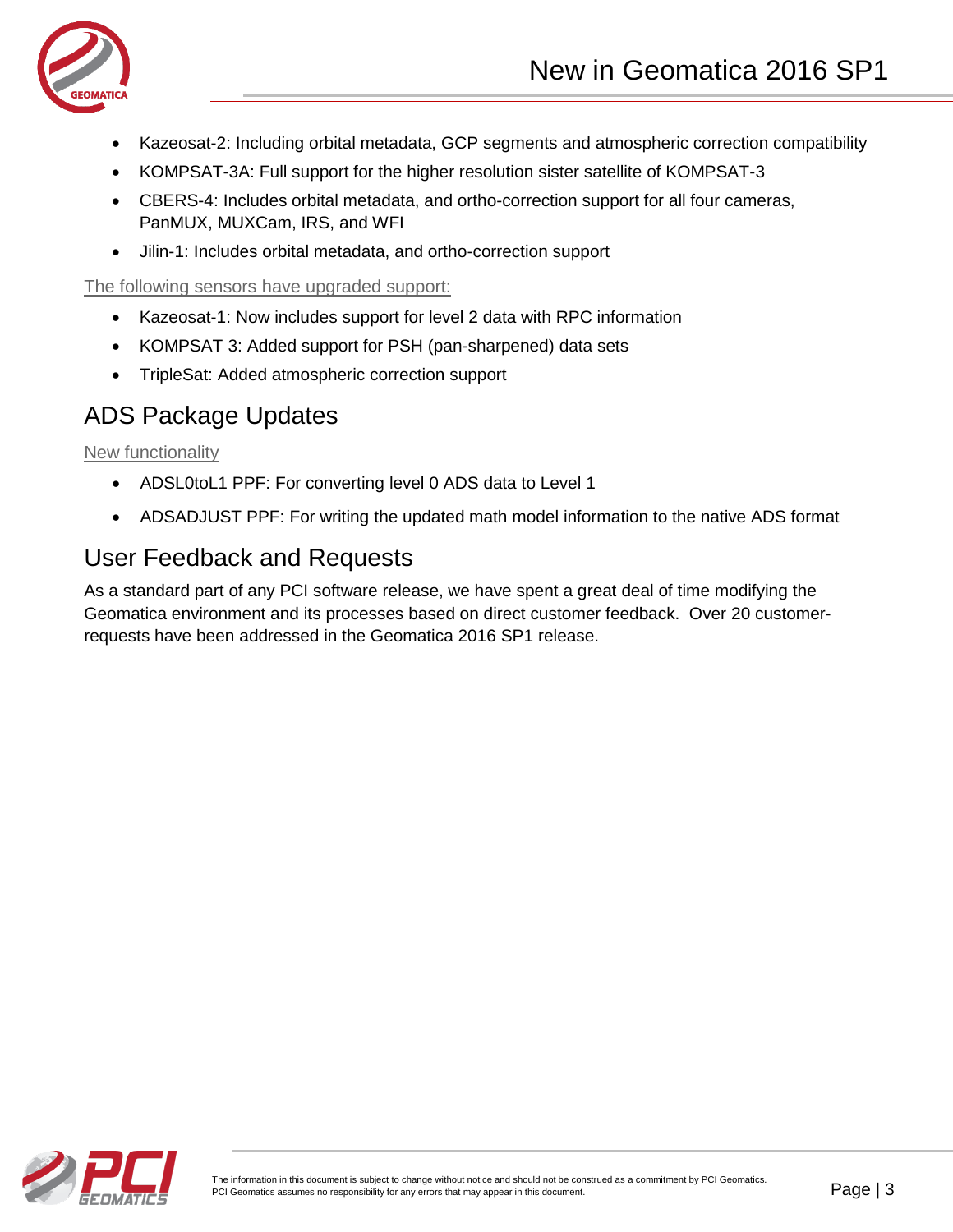- Kazeosat-2: Including orbital metadata, GCP segments and atmospheric correction compatibility
- KOMPSAT-3A: Full support for the higher resolution sister satellite of KOMPSAT-3
- CBERS-4: Includes orbital metadata, and ortho-correction support for all four cameras, PanMUX, MUXCam, IRS, and WFI
- Jilin-1: Includes orbital metadata, and ortho-correction support

The following sensors have upgraded support:

- Kazeosat-1: Now includes support for level 2 data with RPC information
- KOMPSAT 3: Added support for PSH (pan-sharpened) data sets
- TripleSat: Added atmospheric correction support

## ADS Package Updates

New functionality

- ADSL0toL1 PPF: For converting level 0 ADS data to Level 1
- ADSADJUST PPF: For writing the updated math model information to the native ADS format

## User Feedback and Requests

As a standard part of any PCI software release, we have spent a great deal of time modifying the Geomatica environment and its processes based on direct customer feedback. Over 20 customer-requests have been addressed in the Geomatica 2016 SP1 release.